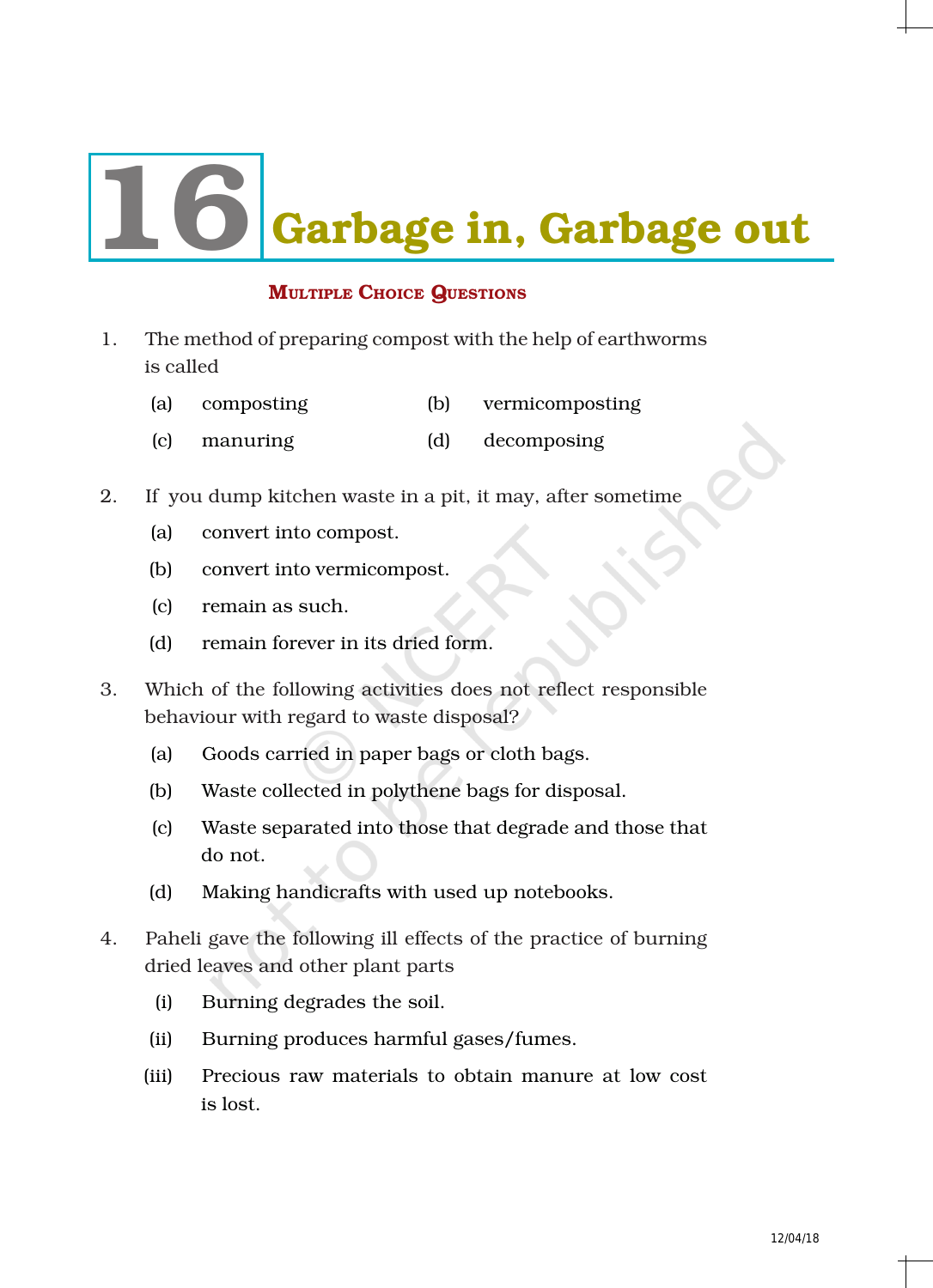# 16 Garbage in, Garbage out

## Multiple Choice Questions

1. The method of preparing compost with the help of earthworms is called

   (a) composting (b) vermicomposting

   (c) manuring (d) decomposing

2. If you dump kitchen waste in a pit, it may, after sometime

   (a) convert into compost.

   (b) convert into vermicompost.

   (c) remain as such.

   (d) remain forever in its dried form.

3. Which of the following activities does not reflect responsible behaviour with regard to waste disposal?

   (a) Goods carried in paper bags or cloth bags.

   (b) Waste collected in polythene bags for disposal.

   (c) Waste separated into those that degrade and those that do not.

   (d) Making handicrafts with used up notebooks.

4. Paheli gave the following ill effects of the practice of burning dried leaves and other plant parts

   (i) Burning degrades the soil.

   (ii) Burning produces harmful gases/fumes.

   (iii) Precious raw materials to obtain manure at low cost is lost.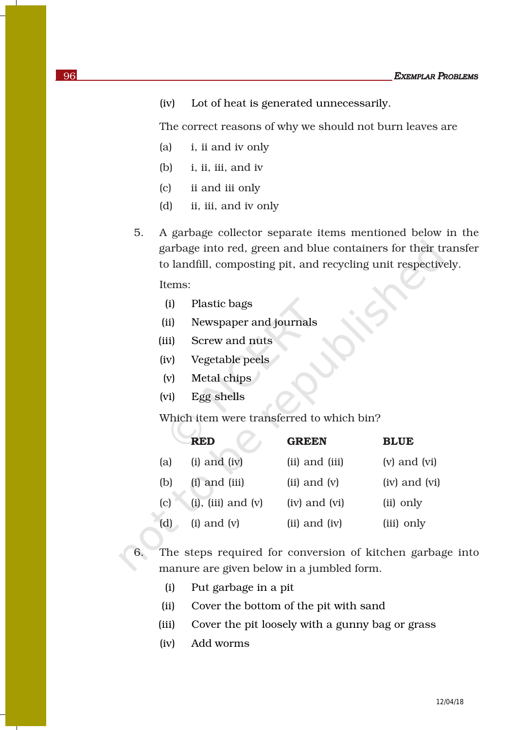(iv) Lot of heat is generated unnecessarily.

The correct reasons of why we should not burn leaves are

(a) i, ii and iv only

(b) i, ii, iii, and iv

(c) ii and iii only

(d) ii, iii, and iv only

5. A garbage collector separate items mentioned below in the garbage into red, green and blue containers for their transfer to landfill, composting pit, and recycling unit respectively.

Items:

(i) Plastic bags

(ii) Newspaper and journals

(iii) Screw and nuts

(iv) Vegetable peels

(v) Metal chips

(vi) Egg shells

Which item were transferred to which bin?

| | RED | GREEN | BLUE |
|---|---|---|---|
| (a) | (i) and (iv) | (ii) and (iii) | (v) and (vi) |
| (b) | (i) and (iii) | (ii) and (v) | (iv) and (vi) |
| (c) | (i), (iii) and (v) | (iv) and (vi) | (ii) only |
| (d) | (i) and (v) | (ii) and (iv) | (iii) only |

6. The steps required for conversion of kitchen garbage into manure are given below in a jumbled form.

(i) Put garbage in a pit

(ii) Cover the bottom of the pit with sand

(iii) Cover the pit loosely with a gunny bag or grass

(iv) Add worms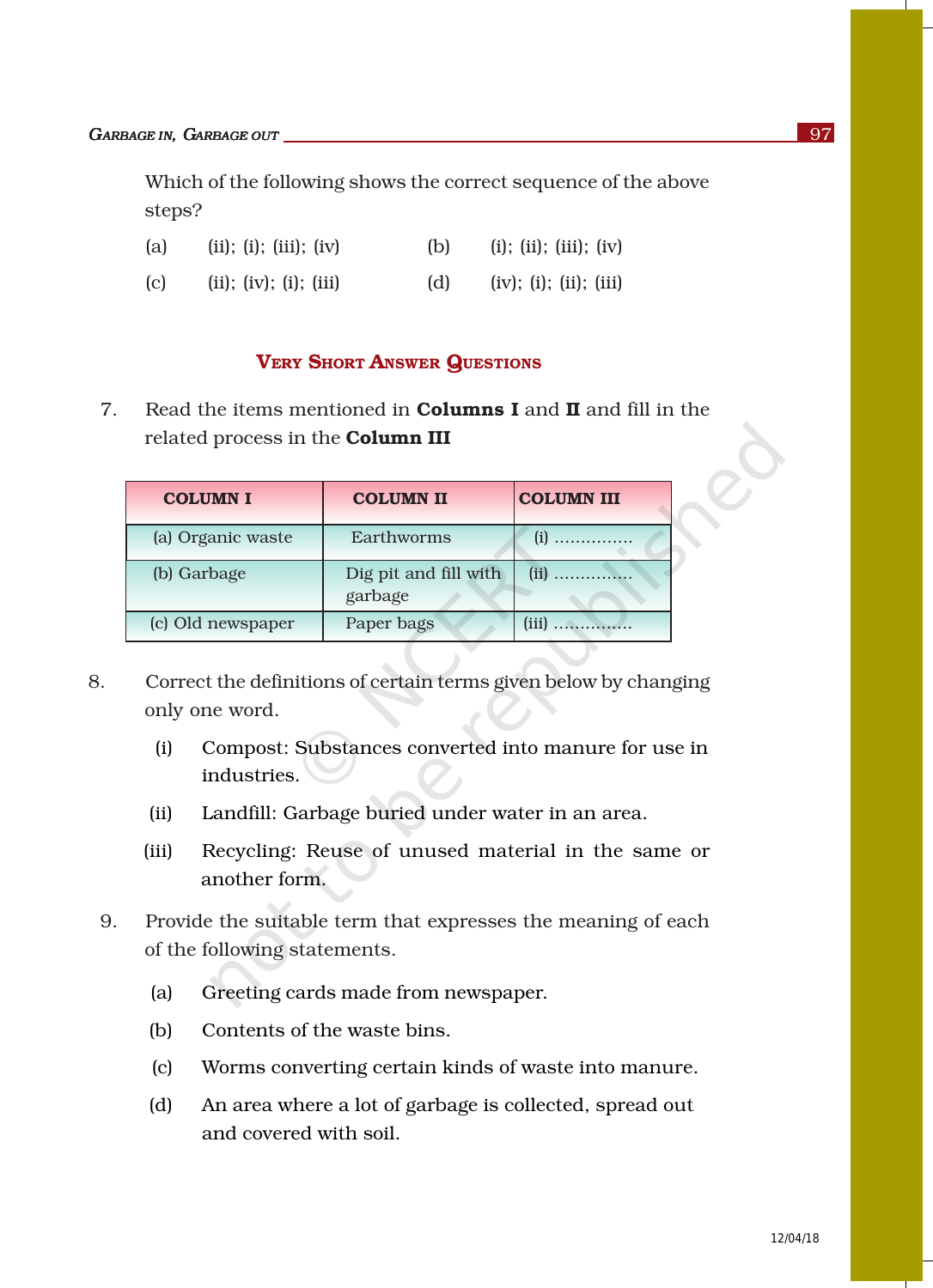Which of the following shows the correct sequence of the above steps?

(a) (ii); (i); (iii); (iv) (b) (i); (ii); (iii); (iv)

(c) (ii); (iv); (i); (iii) (d) (iv); (i); (ii); (iii)

## Very Short Answer Questions

7. Read the items mentioned in **Columns I** and **II** and fill in the related process in the **Column III**

| COLUMN I | COLUMN II | COLUMN III |
|---|---|---|
| (a) Organic waste | Earthworms | (i) ............... |
| (b) Garbage | Dig pit and fill with garbage | (ii) ............... |
| (c) Old newspaper | Paper bags | (iii) ............... |

8. Correct the definitions of certain terms given below by changing only one word.

   (i) Compost: Substances converted into manure for use in industries.

   (ii) Landfill: Garbage buried under water in an area.

   (iii) Recycling: Reuse of unused material in the same or another form.

9. Provide the suitable term that expresses the meaning of each of the following statements.

   (a) Greeting cards made from newspaper.

   (b) Contents of the waste bins.

   (c) Worms converting certain kinds of waste into manure.

   (d) An area where a lot of garbage is collected, spread out and covered with soil.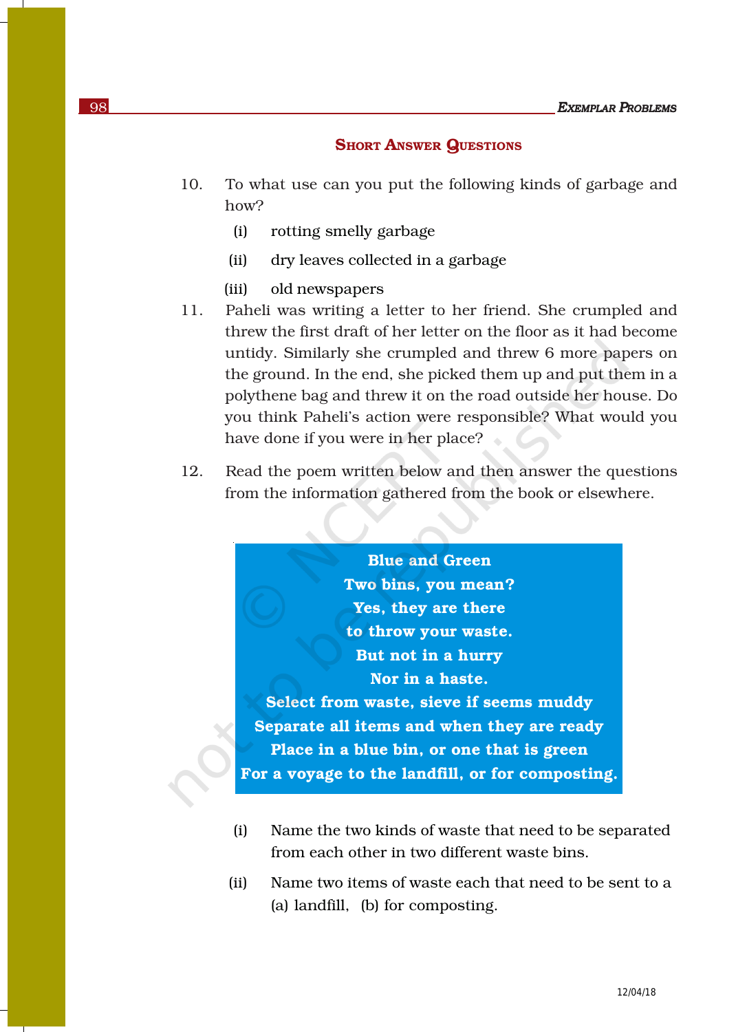## SHORT ANSWER QUESTIONS

10. To what use can you put the following kinds of garbage and how?
    - (i) rotting smelly garbage
    - (ii) dry leaves collected in a garbage
    - (iii) old newspapers

11. Paheli was writing a letter to her friend. She crumpled and threw the first draft of her letter on the floor as it had become untidy. Similarly she crumpled and threw 6 more papers on the ground. In the end, she picked them up and put them in a polythene bag and threw it on the road outside her house. Do you think Paheli's action were responsible? What would you have done if you were in her place?

12. Read the poem written below and then answer the questions from the information gathered from the book or elsewhere.

**Blue and Green**
**Two bins, you mean?**
**Yes, they are there**
**to throw your waste.**
**But not in a hurry**
**Nor in a haste.**
**Select from waste, sieve if seems muddy**
**Separate all items and when they are ready**
**Place in a blue bin, or one that is green**
**For a voyage to the landfill, or for composting.**

- (i) Name the two kinds of waste that need to be separated from each other in two different waste bins.
- (ii) Name two items of waste each that need to be sent to a (a) landfill, (b) for composting.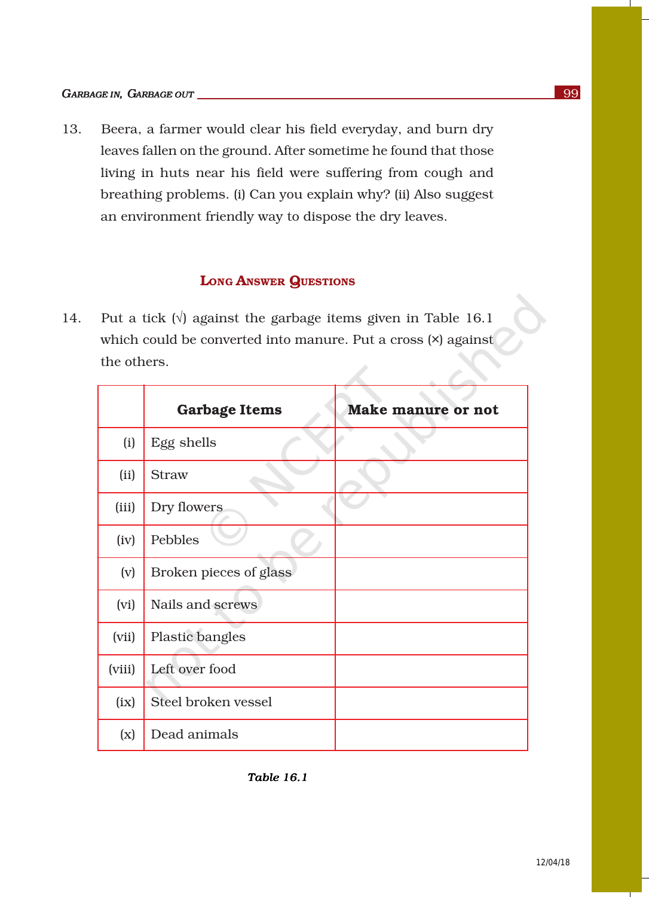13. Beera, a farmer would clear his field everyday, and burn dry leaves fallen on the ground. After sometime he found that those living in huts near his field were suffering from cough and breathing problems. (i) Can you explain why? (ii) Also suggest an environment friendly way to dispose the dry leaves.

## Long Answer Questions

14. Put a tick (√) against the garbage items given in Table 16.1 which could be converted into manure. Put a cross (×) against the others.

| | Garbage Items | Make manure or not |
|---|---|---|
| (i) | Egg shells | |
| (ii) | Straw | |
| (iii) | Dry flowers | |
| (iv) | Pebbles | |
| (v) | Broken pieces of glass | |
| (vi) | Nails and screws | |
| (vii) | Plastic bangles | |
| (viii) | Left over food | |
| (ix) | Steel broken vessel | |
| (x) | Dead animals | |

*Table 16.1*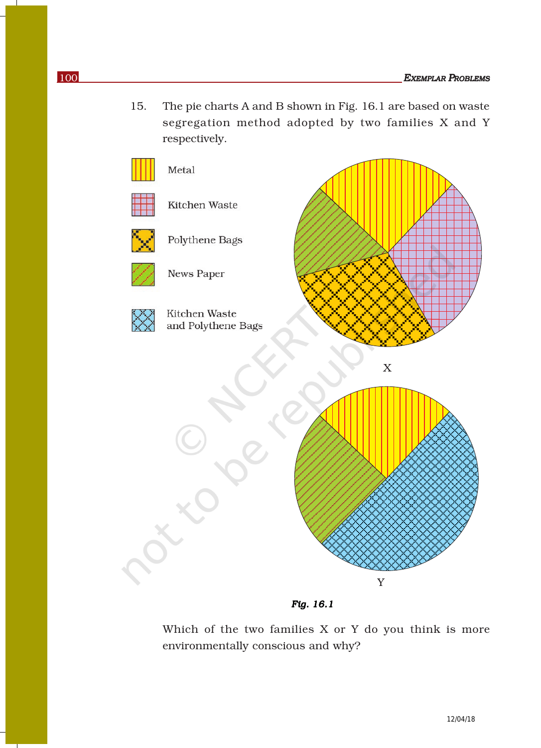15. The pie charts A and B shown in Fig. 16.1 are based on waste segregation method adopted by two families X and Y respectively.

Metal

Kitchen Waste

Polythene Bags

News Paper

Kitchen Waste and Polythene Bags

X

Y

*Fig. 16.1*

Which of the two families X or Y do you think is more environmentally conscious and why?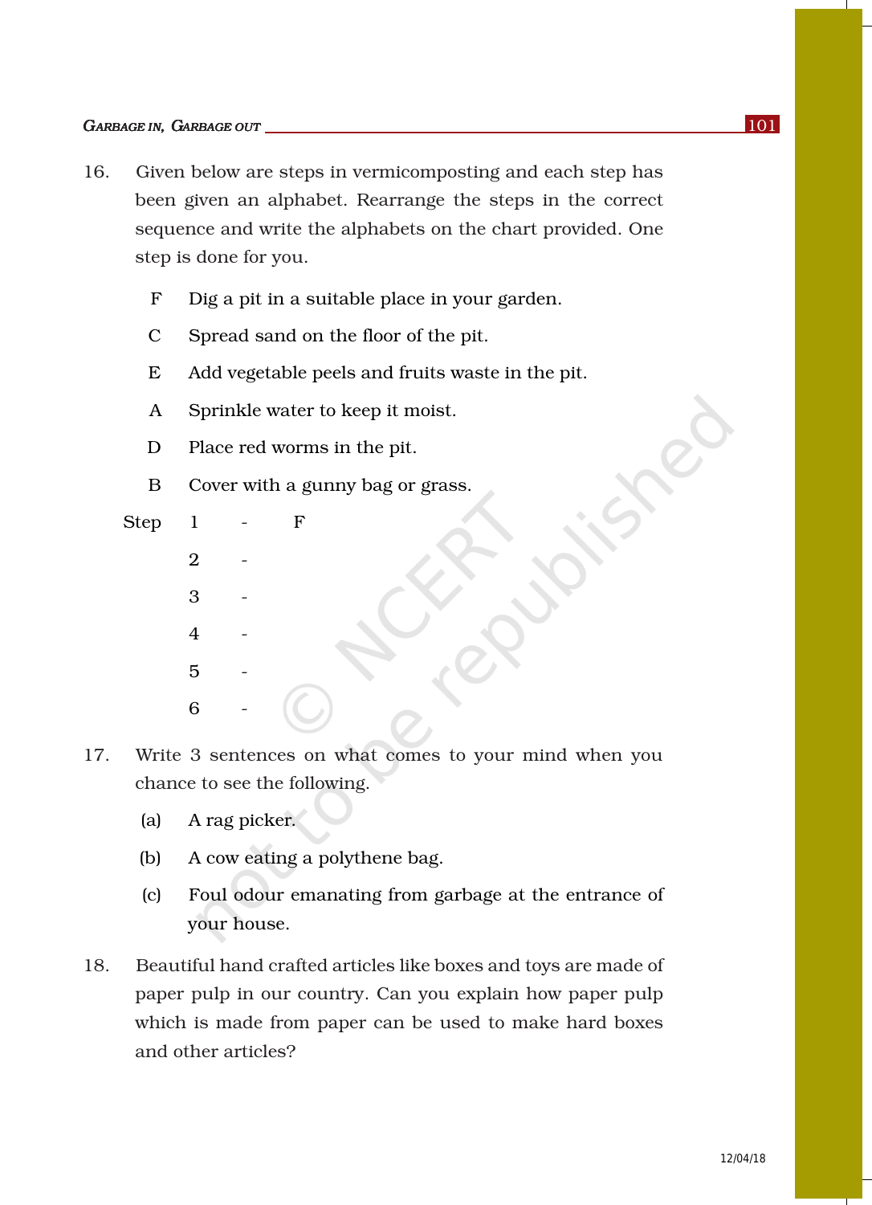16. Given below are steps in vermicomposting and each step has been given an alphabet. Rearrange the steps in the correct sequence and write the alphabets on the chart provided. One step is done for you.

    F Dig a pit in a suitable place in your garden.

    C Spread sand on the floor of the pit.

    E Add vegetable peels and fruits waste in the pit.

    A Sprinkle water to keep it moist.

    D Place red worms in the pit.

    B Cover with a gunny bag or grass.

    Step 1 - F

    2 -

    3 -

    4 -

    5 -

    6 -

17. Write 3 sentences on what comes to your mind when you chance to see the following.

    (a) A rag picker.

    (b) A cow eating a polythene bag.

    (c) Foul odour emanating from garbage at the entrance of your house.

18. Beautiful hand crafted articles like boxes and toys are made of paper pulp in our country. Can you explain how paper pulp which is made from paper can be used to make hard boxes and other articles?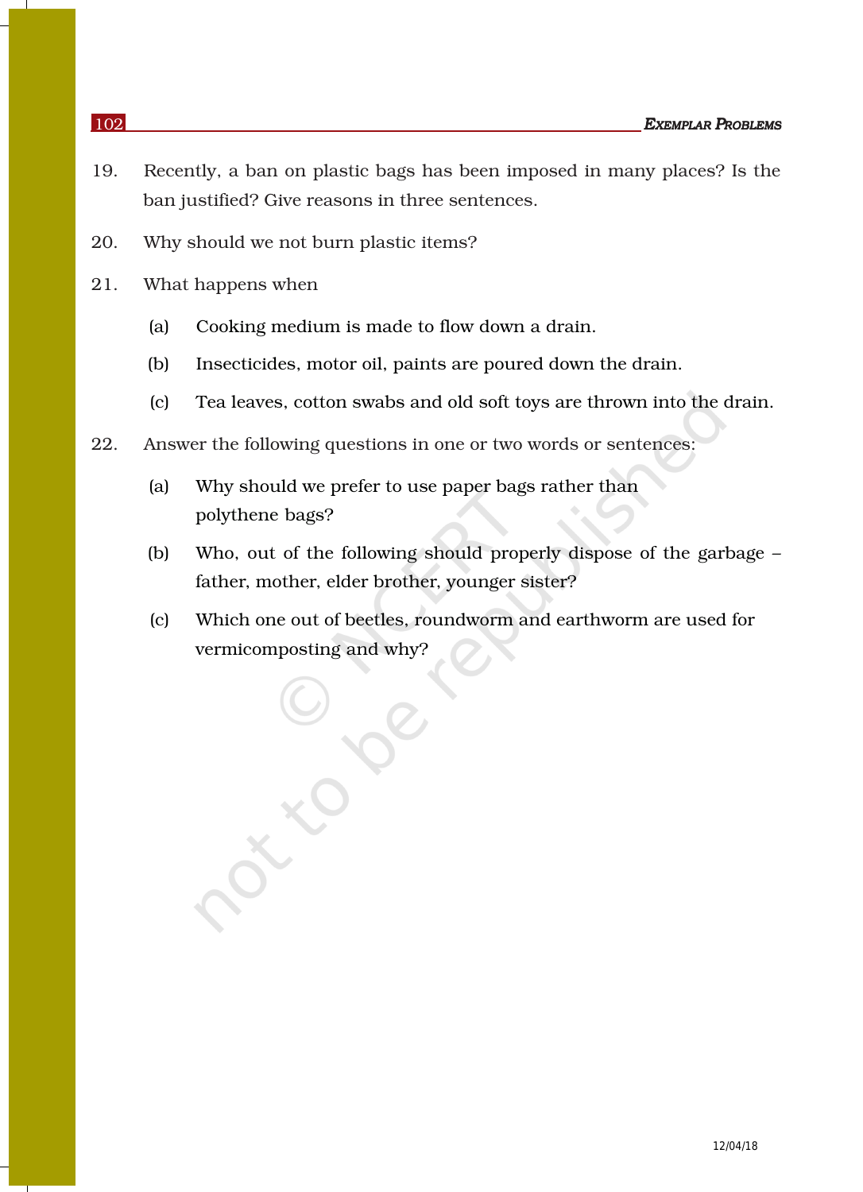19. Recently, a ban on plastic bags has been imposed in many places? Is the ban justified? Give reasons in three sentences.

20. Why should we not burn plastic items?

21. What happens when

    (a) Cooking medium is made to flow down a drain.

    (b) Insecticides, motor oil, paints are poured down the drain.

    (c) Tea leaves, cotton swabs and old soft toys are thrown into the drain.

22. Answer the following questions in one or two words or sentences:

    (a) Why should we prefer to use paper bags rather than polythene bags?

    (b) Who, out of the following should properly dispose of the garbage – father, mother, elder brother, younger sister?

    (c) Which one out of beetles, roundworm and earthworm are used for vermicomposting and why?